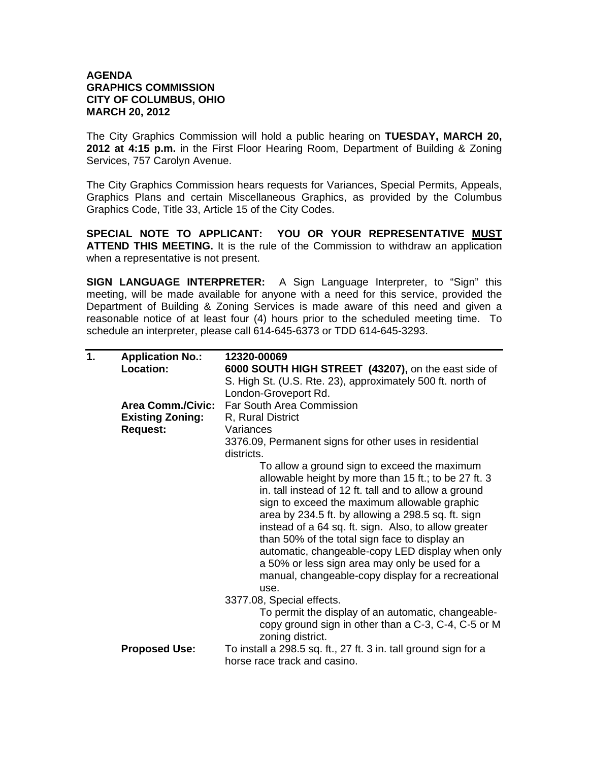**AGENDA**
**GRAPHICS COMMISSION**
**CITY OF COLUMBUS, OHIO**
**MARCH 20, 2012**

The City Graphics Commission will hold a public hearing on **TUESDAY, MARCH 20, 2012 at 4:15 p.m.** in the First Floor Hearing Room, Department of Building & Zoning Services, 757 Carolyn Avenue.

The City Graphics Commission hears requests for Variances, Special Permits, Appeals, Graphics Plans and certain Miscellaneous Graphics, as provided by the Columbus Graphics Code, Title 33, Article 15 of the City Codes.

**SPECIAL NOTE TO APPLICANT: YOU OR YOUR REPRESENTATIVE <u>MUST</u> ATTEND THIS MEETING.** It is the rule of the Commission to withdraw an application when a representative is not present.

**SIGN LANGUAGE INTERPRETER:** A Sign Language Interpreter, to "Sign" this meeting, will be made available for anyone with a need for this service, provided the Department of Building & Zoning Services is made aware of this need and given a reasonable notice of at least four (4) hours prior to the scheduled meeting time. To schedule an interpreter, please call 614-645-6373 or TDD 614-645-3293.

---

**1. Application No.:** **12320-00069**

**Location:** **6000 SOUTH HIGH STREET (43207),** on the east side of S. High St. (U.S. Rte. 23), approximately 500 ft. north of London-Groveport Rd.

**Area Comm./Civic:** Far South Area Commission

**Existing Zoning:** R, Rural District

**Request:** Variances

3376.09, Permanent signs for other uses in residential districts.

> To allow a ground sign to exceed the maximum allowable height by more than 15 ft.; to be 27 ft. 3 in. tall instead of 12 ft. tall and to allow a ground sign to exceed the maximum allowable graphic area by 234.5 ft. by allowing a 298.5 sq. ft. sign instead of a 64 sq. ft. sign. Also, to allow greater than 50% of the total sign face to display an automatic, changeable-copy LED display when only a 50% or less sign area may only be used for a manual, changeable-copy display for a recreational use.

3377.08, Special effects.

> To permit the display of an automatic, changeable-copy ground sign in other than a C-3, C-4, C-5 or M zoning district.

**Proposed Use:** To install a 298.5 sq. ft., 27 ft. 3 in. tall ground sign for a horse race track and casino.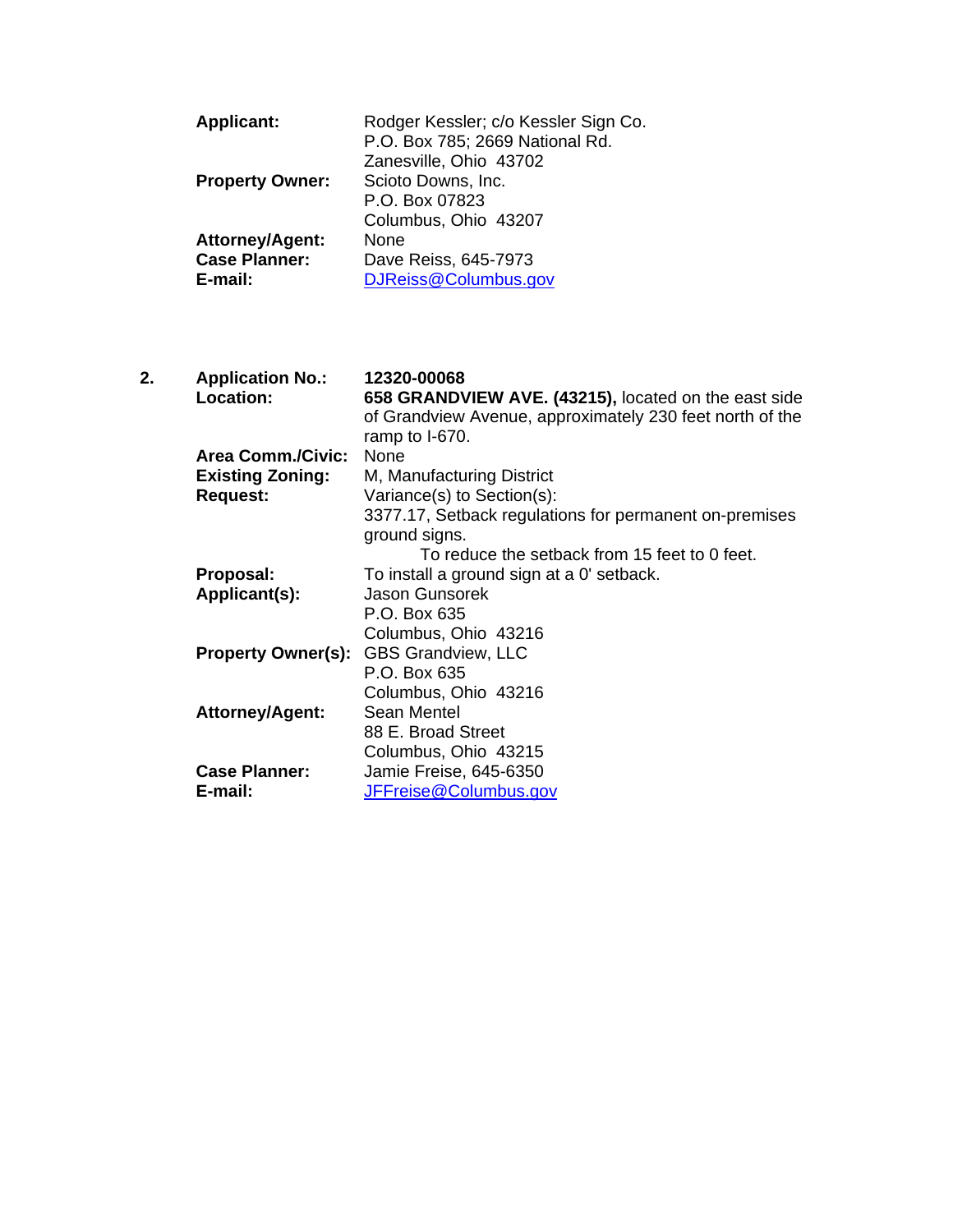| | |
|---|---|
| **Applicant:** | Rodger Kessler; c/o Kessler Sign Co.<br>P.O. Box 785; 2669 National Rd.<br>Zanesville, Ohio 43702 |
| **Property Owner:** | Scioto Downs, Inc.<br>P.O. Box 07823<br>Columbus, Ohio 43207 |
| **Attorney/Agent:** | None |
| **Case Planner:** | Dave Reiss, 645-7973 |
| **E-mail:** | DJReiss@Columbus.gov |

**2.**

| | |
|---|---|
| **Application No.:** | **12320-00068** |
| **Location:** | **658 GRANDVIEW AVE. (43215),** located on the east side of Grandview Avenue, approximately 230 feet north of the ramp to I-670. |
| **Area Comm./Civic:** | None |
| **Existing Zoning:** | M, Manufacturing District |
| **Request:** | Variance(s) to Section(s):<br>3377.17, Setback regulations for permanent on-premises ground signs.<br>To reduce the setback from 15 feet to 0 feet. |
| **Proposal:** | To install a ground sign at a 0' setback. |
| **Applicant(s):** | Jason Gunsorek<br>P.O. Box 635<br>Columbus, Ohio 43216 |
| **Property Owner(s):** | GBS Grandview, LLC<br>P.O. Box 635<br>Columbus, Ohio 43216 |
| **Attorney/Agent:** | Sean Mentel<br>88 E. Broad Street<br>Columbus, Ohio 43215 |
| **Case Planner:** | Jamie Freise, 645-6350 |
| **E-mail:** | JFFreise@Columbus.gov |